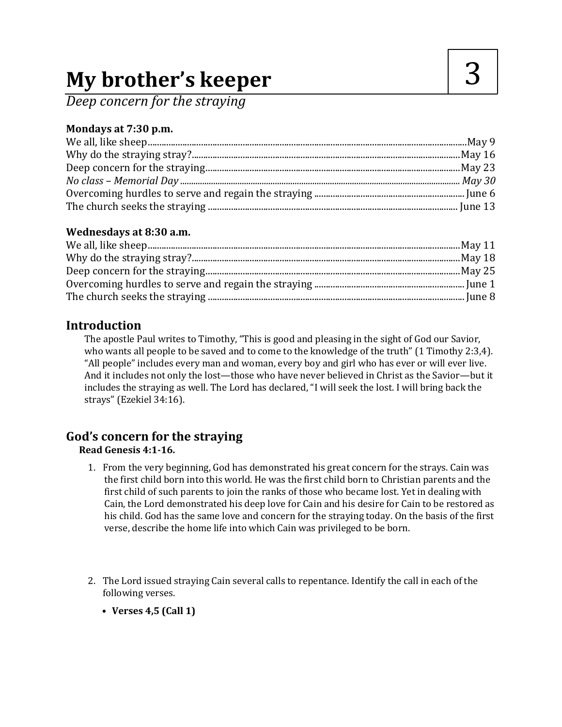# My brother's keeper

3

*Deep concern for the straying*

**Mondays at 7:30 p.m.**

| | |
|---|---|
| We all, like sheep | May 9 |
| Why do the straying stray? | May 16 |
| Deep concern for the straying | May 23 |
| *No class – Memorial Day* | *May 30* |
| Overcoming hurdles to serve and regain the straying | June 6 |
| The church seeks the straying | June 13 |

**Wednesdays at 8:30 a.m.**

| | |
|---|---|
| We all, like sheep | May 11 |
| Why do the straying stray? | May 18 |
| Deep concern for the straying | May 25 |
| Overcoming hurdles to serve and regain the straying | June 1 |
| The church seeks the straying | June 8 |

## Introduction

The apostle Paul writes to Timothy, "This is good and pleasing in the sight of God our Savior, who wants all people to be saved and to come to the knowledge of the truth" (1 Timothy 2:3,4). "All people" includes every man and woman, every boy and girl who has ever or will ever live. And it includes not only the lost—those who have never believed in Christ as the Savior—but it includes the straying as well. The Lord has declared, "I will seek the lost. I will bring back the strays" (Ezekiel 34:16).

## God's concern for the straying

**Read Genesis 4:1-16.**

1. From the very beginning, God has demonstrated his great concern for the strays. Cain was the first child born into this world. He was the first child born to Christian parents and the first child of such parents to join the ranks of those who became lost. Yet in dealing with Cain, the Lord demonstrated his deep love for Cain and his desire for Cain to be restored as his child. God has the same love and concern for the straying today. On the basis of the first verse, describe the home life into which Cain was privileged to be born.

2. The Lord issued straying Cain several calls to repentance. Identify the call in each of the following verses.

   - **Verses 4,5 (Call 1)**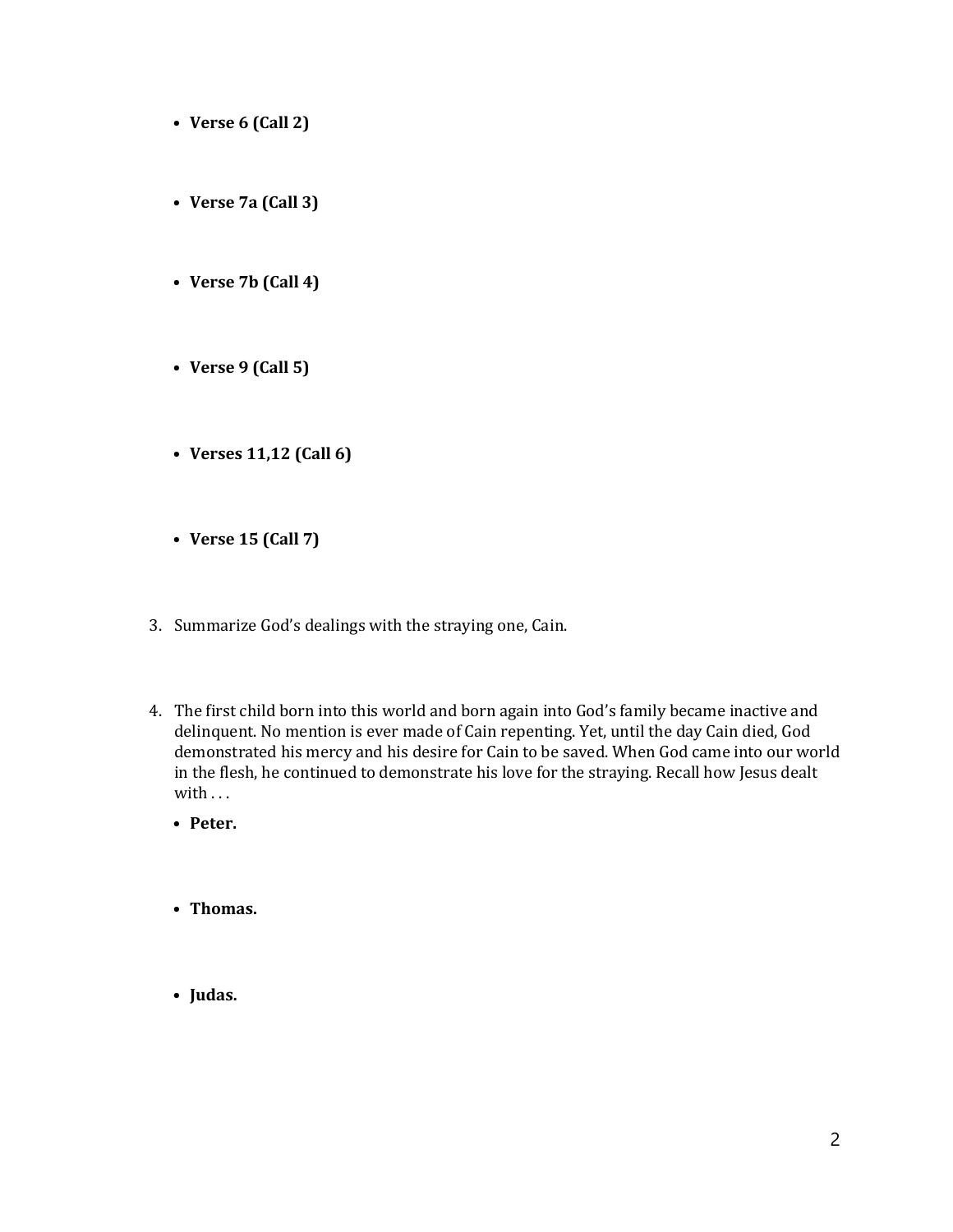- **Verse 6 (Call 2)**

- **Verse 7a (Call 3)**

- **Verse 7b (Call 4)**

- **Verse 9 (Call 5)**

- **Verses 11,12 (Call 6)**

- **Verse 15 (Call 7)**

3. Summarize God's dealings with the straying one, Cain.

4. The first child born into this world and born again into God's family became inactive and delinquent. No mention is ever made of Cain repenting. Yet, until the day Cain died, God demonstrated his mercy and his desire for Cain to be saved. When God came into our world in the flesh, he continued to demonstrate his love for the straying. Recall how Jesus dealt with . . .

   - **Peter.**

   - **Thomas.**

   - **Judas.**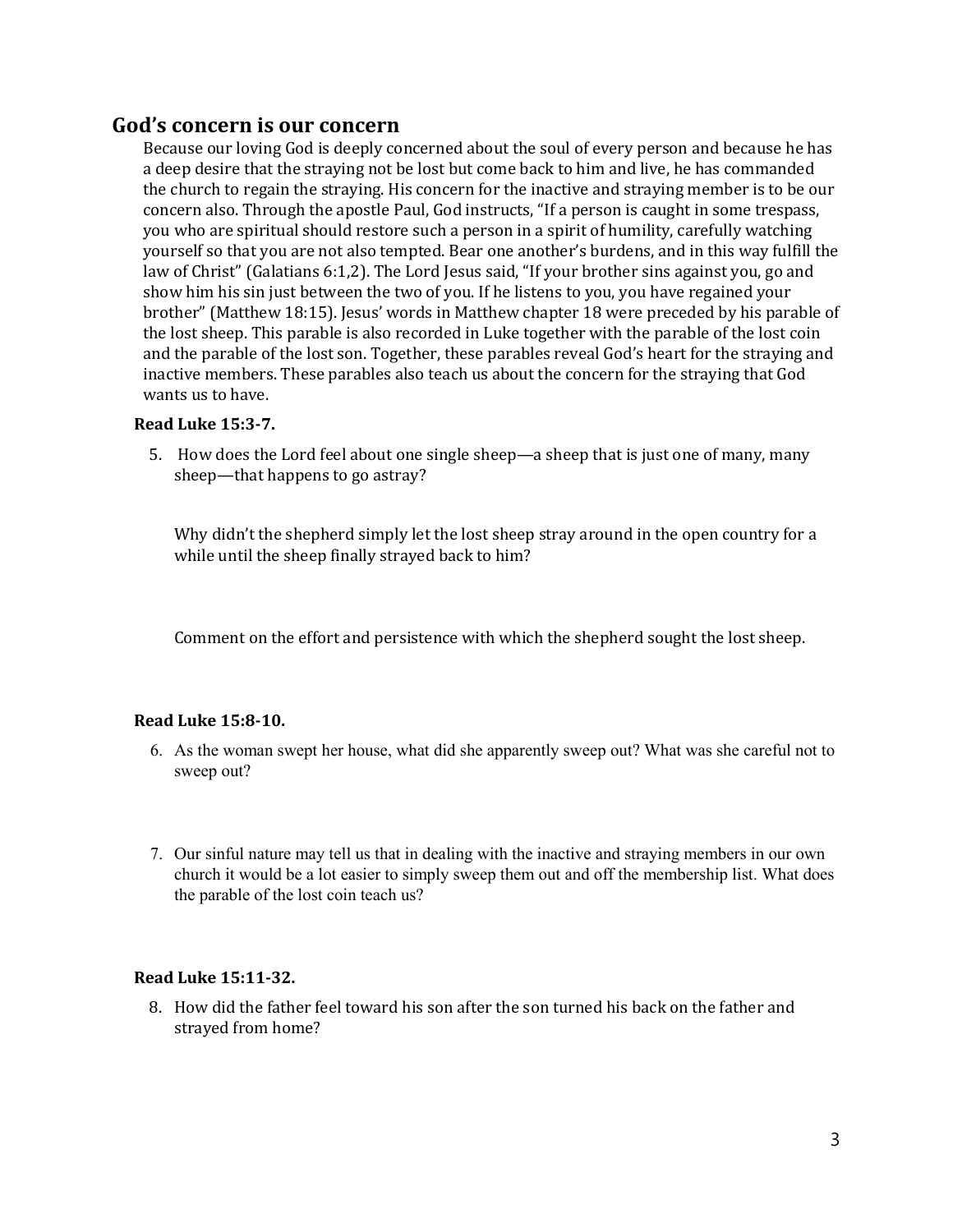## God's concern is our concern

Because our loving God is deeply concerned about the soul of every person and because he has a deep desire that the straying not be lost but come back to him and live, he has commanded the church to regain the straying. His concern for the inactive and straying member is to be our concern also. Through the apostle Paul, God instructs, "If a person is caught in some trespass, you who are spiritual should restore such a person in a spirit of humility, carefully watching yourself so that you are not also tempted. Bear one another's burdens, and in this way fulfill the law of Christ" (Galatians 6:1,2). The Lord Jesus said, "If your brother sins against you, go and show him his sin just between the two of you. If he listens to you, you have regained your brother" (Matthew 18:15). Jesus' words in Matthew chapter 18 were preceded by his parable of the lost sheep. This parable is also recorded in Luke together with the parable of the lost coin and the parable of the lost son. Together, these parables reveal God's heart for the straying and inactive members. These parables also teach us about the concern for the straying that God wants us to have.

**Read Luke 15:3-7.**

5. How does the Lord feel about one single sheep—a sheep that is just one of many, many sheep—that happens to go astray?

   Why didn't the shepherd simply let the lost sheep stray around in the open country for a while until the sheep finally strayed back to him?

   Comment on the effort and persistence with which the shepherd sought the lost sheep.

**Read Luke 15:8-10.**

6. As the woman swept her house, what did she apparently sweep out? What was she careful not to sweep out?

7. Our sinful nature may tell us that in dealing with the inactive and straying members in our own church it would be a lot easier to simply sweep them out and off the membership list. What does the parable of the lost coin teach us?

**Read Luke 15:11-32.**

8. How did the father feel toward his son after the son turned his back on the father and strayed from home?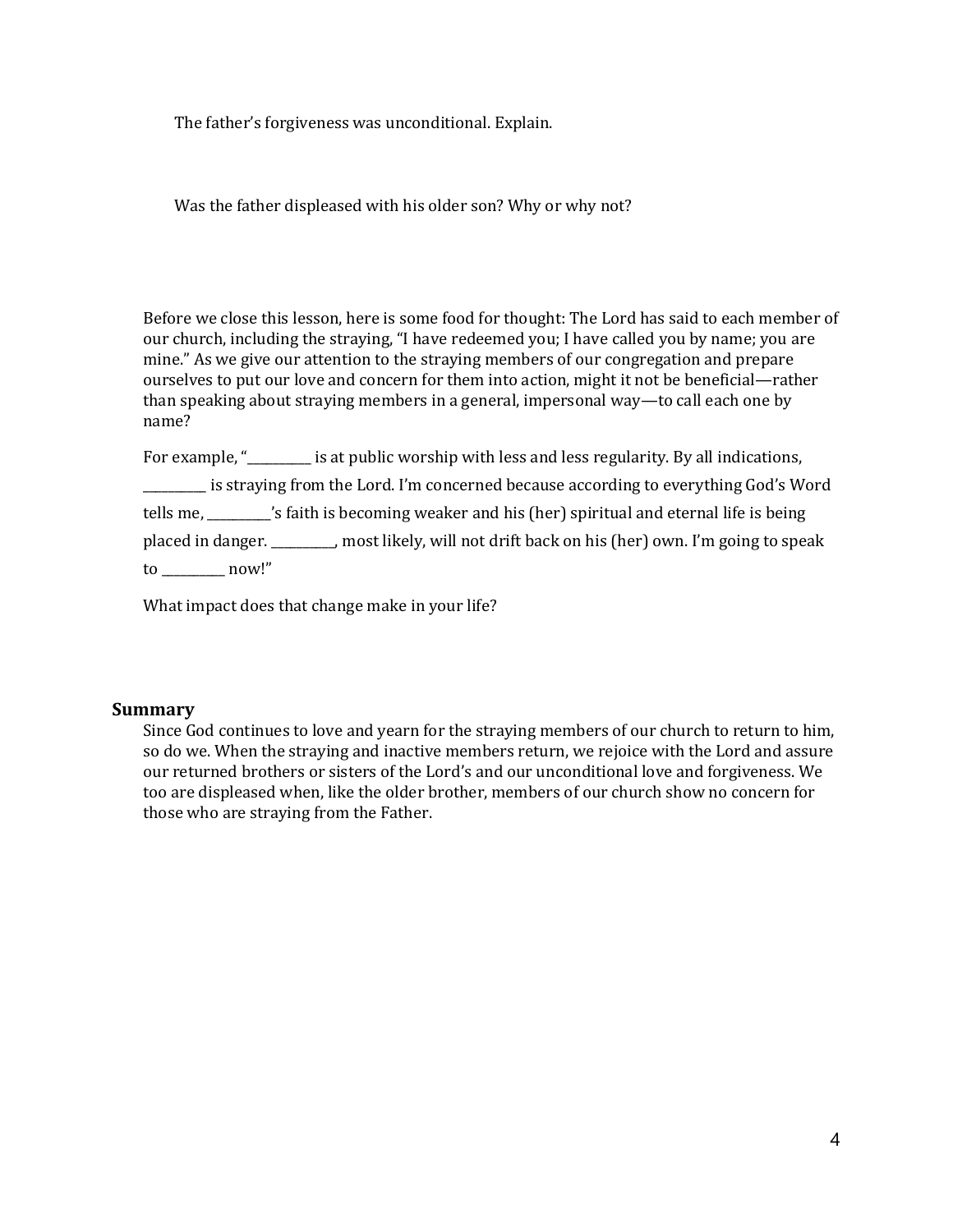The father's forgiveness was unconditional. Explain.

Was the father displeased with his older son? Why or why not?

Before we close this lesson, here is some food for thought: The Lord has said to each member of our church, including the straying, "I have redeemed you; I have called you by name; you are mine." As we give our attention to the straying members of our congregation and prepare ourselves to put our love and concern for them into action, might it not be beneficial—rather than speaking about straying members in a general, impersonal way—to call each one by name?

For example, "__________ is at public worship with less and less regularity. By all indications, __________ is straying from the Lord. I'm concerned because according to everything God's Word tells me, __________'s faith is becoming weaker and his (her) spiritual and eternal life is being placed in danger. __________, most likely, will not drift back on his (her) own. I'm going to speak to __________ now!"

What impact does that change make in your life?

## Summary

Since God continues to love and yearn for the straying members of our church to return to him, so do we. When the straying and inactive members return, we rejoice with the Lord and assure our returned brothers or sisters of the Lord's and our unconditional love and forgiveness. We too are displeased when, like the older brother, members of our church show no concern for those who are straying from the Father.